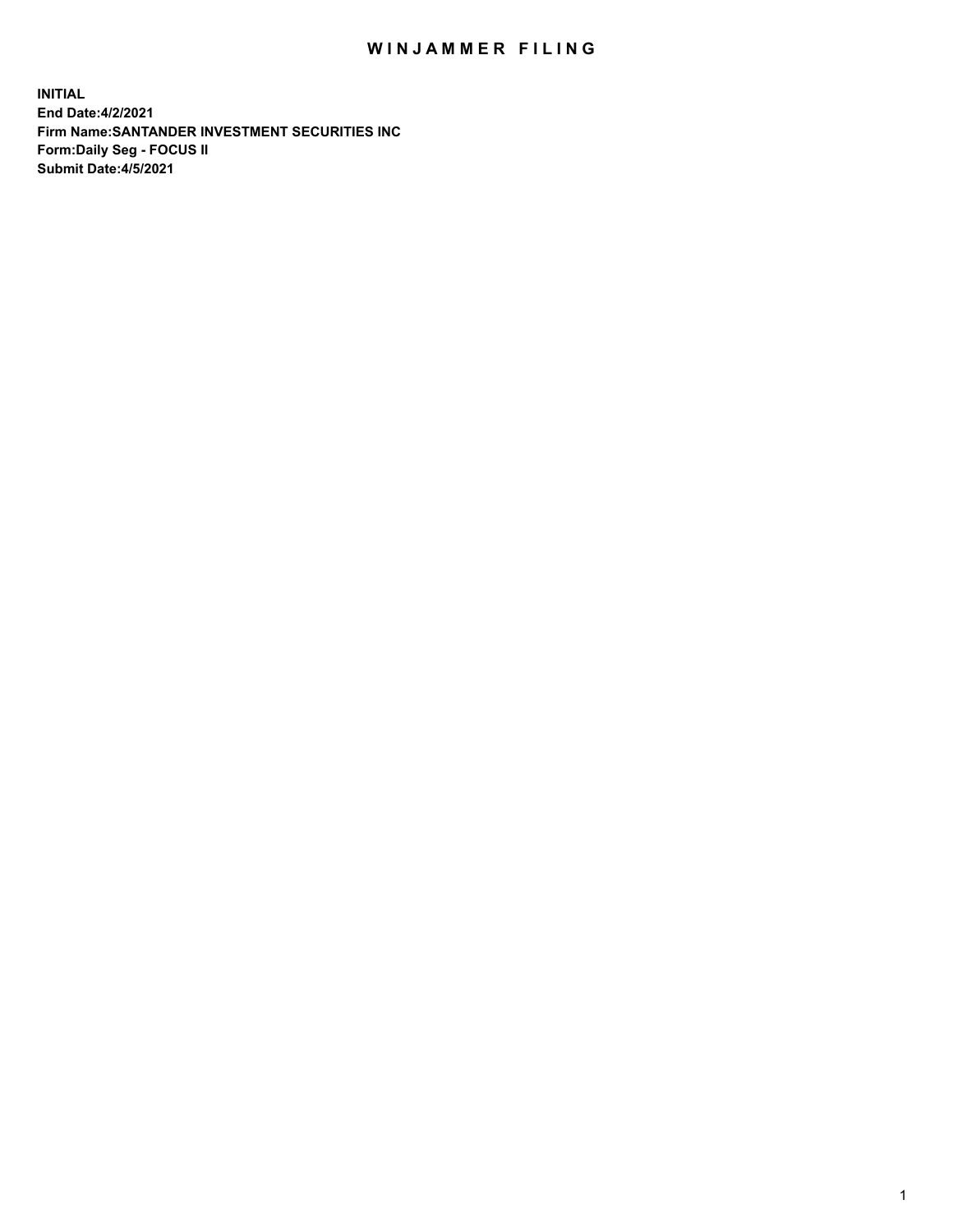# WINJAMMER FILING

**INITIAL**
**End Date:4/2/2021**
**Firm Name:SANTANDER INVESTMENT SECURITIES INC**
**Form:Daily Seg - FOCUS II**
**Submit Date:4/5/2021**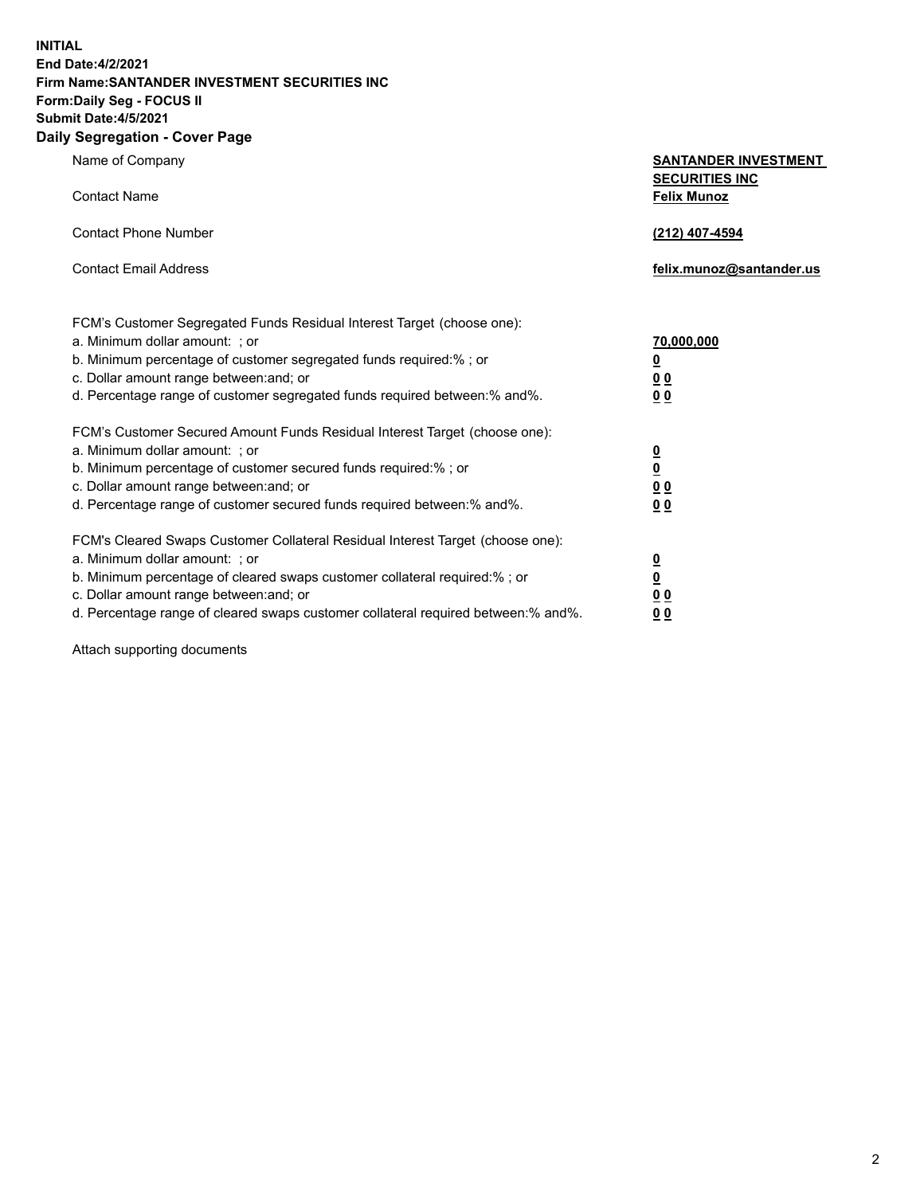**INITIAL**
**End Date:4/2/2021**
**Firm Name:SANTANDER INVESTMENT SECURITIES INC**
**Form:Daily Seg - FOCUS II**
**Submit Date:4/5/2021**

## Daily Segregation - Cover Page

| | |
|---|---|
| Name of Company | **SANTANDER INVESTMENT SECURITIES INC** |
| Contact Name | **Felix Munoz** |
| Contact Phone Number | **(212) 407-4594** |
| Contact Email Address | **felix.munoz@santander.us** |

FCM's Customer Segregated Funds Residual Interest Target (choose one):

| | |
|---|---|
| a. Minimum dollar amount: ; or | **70,000,000** |
| b. Minimum percentage of customer segregated funds required:% ; or | **0** |
| c. Dollar amount range between:and; or | **0 0** |
| d. Percentage range of customer segregated funds required between:% and%. | **0 0** |

FCM's Customer Secured Amount Funds Residual Interest Target (choose one):

| | |
|---|---|
| a. Minimum dollar amount: ; or | **0** |
| b. Minimum percentage of customer secured funds required:% ; or | **0** |
| c. Dollar amount range between:and; or | **0 0** |
| d. Percentage range of customer secured funds required between:% and%. | **0 0** |

FCM's Cleared Swaps Customer Collateral Residual Interest Target (choose one):

| | |
|---|---|
| a. Minimum dollar amount: ; or | **0** |
| b. Minimum percentage of cleared swaps customer collateral required:% ; or | **0** |
| c. Dollar amount range between:and; or | **0 0** |
| d. Percentage range of cleared swaps customer collateral required between:% and%. | **0 0** |

Attach supporting documents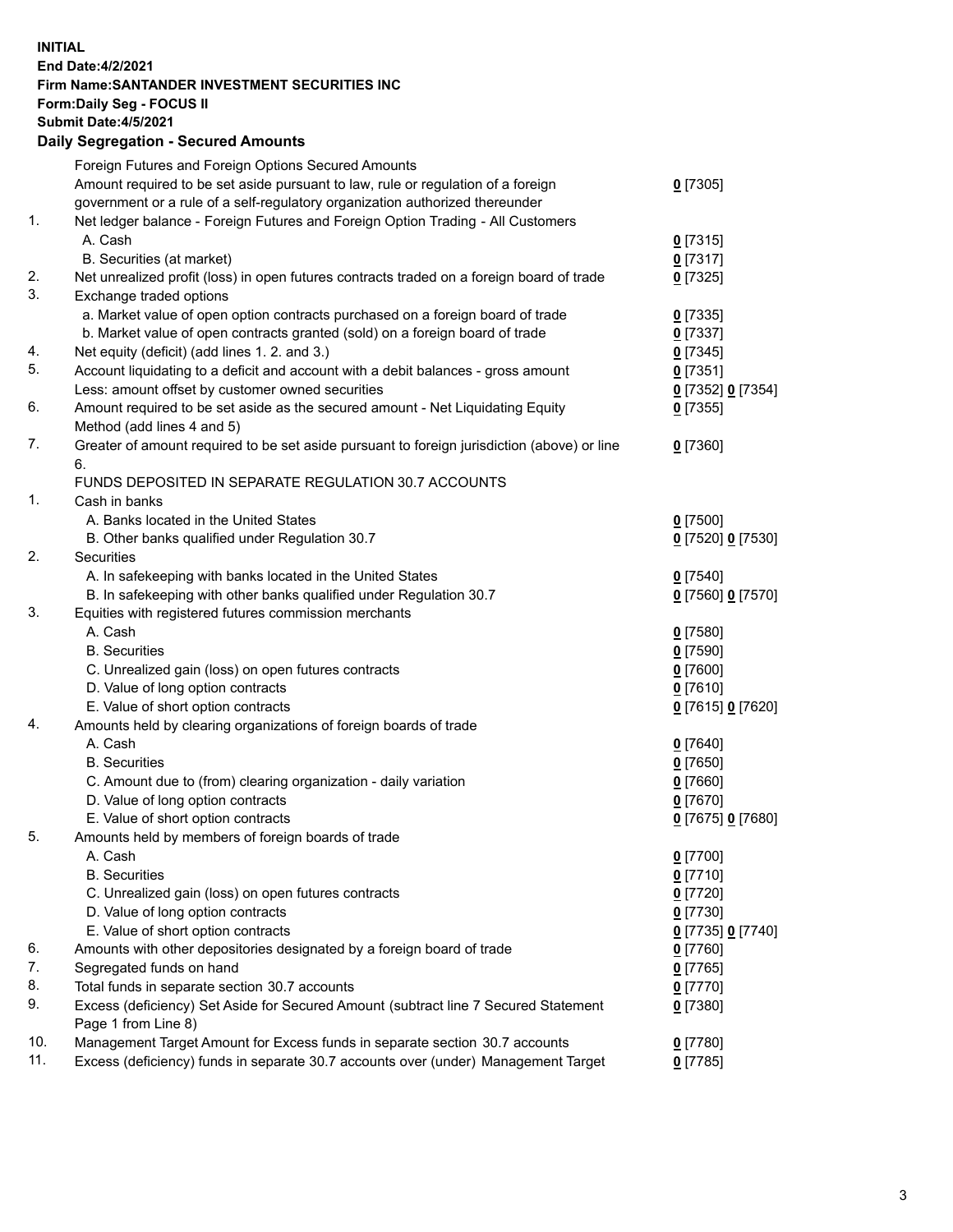**INITIAL**
**End Date:4/2/2021**
**Firm Name:SANTANDER INVESTMENT SECURITIES INC**
**Form:Daily Seg - FOCUS II**
**Submit Date:4/5/2021**

## Daily Segregation - Secured Amounts

| | | |
|---|---|---|
| | Foreign Futures and Foreign Options Secured Amounts | |
| | Amount required to be set aside pursuant to law, rule or regulation of a foreign government or a rule of a self-regulatory organization authorized thereunder | 0 [7305] |
| 1. | Net ledger balance - Foreign Futures and Foreign Option Trading - All Customers | |
| | A. Cash | 0 [7315] |
| | B. Securities (at market) | 0 [7317] |
| 2. | Net unrealized profit (loss) in open futures contracts traded on a foreign board of trade | 0 [7325] |
| 3. | Exchange traded options | |
| | a. Market value of open option contracts purchased on a foreign board of trade | 0 [7335] |
| | b. Market value of open contracts granted (sold) on a foreign board of trade | 0 [7337] |
| 4. | Net equity (deficit) (add lines 1. 2. and 3.) | 0 [7345] |
| 5. | Account liquidating to a deficit and account with a debit balances - gross amount | 0 [7351] |
| | Less: amount offset by customer owned securities | 0 [7352] 0 [7354] |
| 6. | Amount required to be set aside as the secured amount - Net Liquidating Equity Method (add lines 4 and 5) | 0 [7355] |
| 7. | Greater of amount required to be set aside pursuant to foreign jurisdiction (above) or line 6. | 0 [7360] |
| | FUNDS DEPOSITED IN SEPARATE REGULATION 30.7 ACCOUNTS | |
| 1. | Cash in banks | |
| | A. Banks located in the United States | 0 [7500] |
| | B. Other banks qualified under Regulation 30.7 | 0 [7520] 0 [7530] |
| 2. | Securities | |
| | A. In safekeeping with banks located in the United States | 0 [7540] |
| | B. In safekeeping with other banks qualified under Regulation 30.7 | 0 [7560] 0 [7570] |
| 3. | Equities with registered futures commission merchants | |
| | A. Cash | 0 [7580] |
| | B. Securities | 0 [7590] |
| | C. Unrealized gain (loss) on open futures contracts | 0 [7600] |
| | D. Value of long option contracts | 0 [7610] |
| | E. Value of short option contracts | 0 [7615] 0 [7620] |
| 4. | Amounts held by clearing organizations of foreign boards of trade | |
| | A. Cash | 0 [7640] |
| | B. Securities | 0 [7650] |
| | C. Amount due to (from) clearing organization - daily variation | 0 [7660] |
| | D. Value of long option contracts | 0 [7670] |
| | E. Value of short option contracts | 0 [7675] 0 [7680] |
| 5. | Amounts held by members of foreign boards of trade | |
| | A. Cash | 0 [7700] |
| | B. Securities | 0 [7710] |
| | C. Unrealized gain (loss) on open futures contracts | 0 [7720] |
| | D. Value of long option contracts | 0 [7730] |
| | E. Value of short option contracts | 0 [7735] 0 [7740] |
| 6. | Amounts with other depositories designated by a foreign board of trade | 0 [7760] |
| 7. | Segregated funds on hand | 0 [7765] |
| 8. | Total funds in separate section 30.7 accounts | 0 [7770] |
| 9. | Excess (deficiency) Set Aside for Secured Amount (subtract line 7 Secured Statement Page 1 from Line 8) | 0 [7380] |
| 10. | Management Target Amount for Excess funds in separate section 30.7 accounts | 0 [7780] |
| 11. | Excess (deficiency) funds in separate 30.7 accounts over (under) Management Target | 0 [7785] |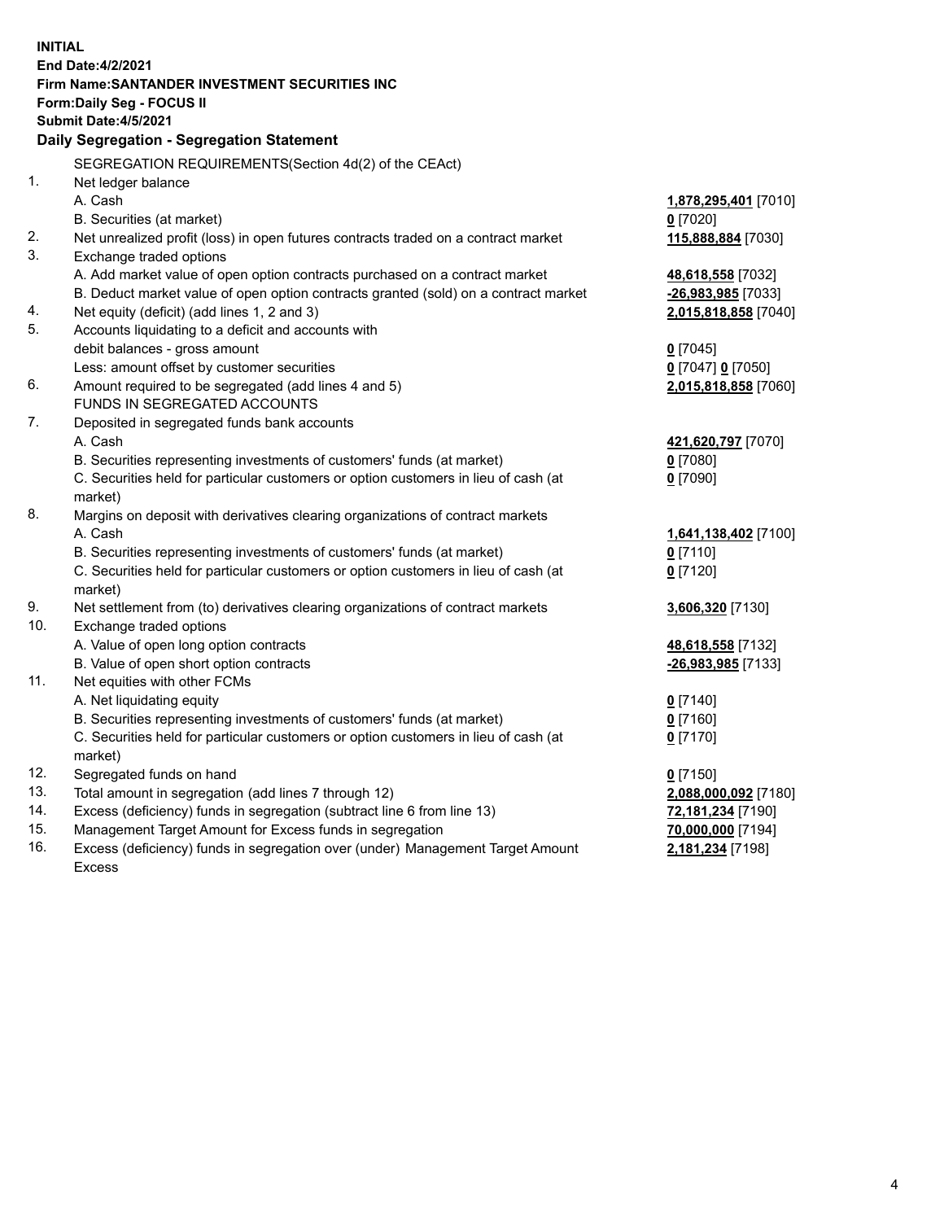**INITIAL**
**End Date:4/2/2021**
**Firm Name:SANTANDER INVESTMENT SECURITIES INC**
**Form:Daily Seg - FOCUS II**
**Submit Date:4/5/2021**

**Daily Segregation - Segregation Statement**

| | | |
|---|---|---|
| | SEGREGATION REQUIREMENTS(Section 4d(2) of the CEAct) | |
| 1. | Net ledger balance | |
| | A. Cash | **1,878,295,401** [7010] |
| | B. Securities (at market) | **0** [7020] |
| 2. | Net unrealized profit (loss) in open futures contracts traded on a contract market | **115,888,884** [7030] |
| 3. | Exchange traded options | |
| | A. Add market value of open option contracts purchased on a contract market | **48,618,558** [7032] |
| | B. Deduct market value of open option contracts granted (sold) on a contract market | **-26,983,985** [7033] |
| 4. | Net equity (deficit) (add lines 1, 2 and 3) | **2,015,818,858** [7040] |
| 5. | Accounts liquidating to a deficit and accounts with debit balances - gross amount | **0** [7045] |
| | Less: amount offset by customer securities | **0** [7047] **0** [7050] |
| 6. | Amount required to be segregated (add lines 4 and 5) | **2,015,818,858** [7060] |
| | FUNDS IN SEGREGATED ACCOUNTS | |
| 7. | Deposited in segregated funds bank accounts | |
| | A. Cash | **421,620,797** [7070] |
| | B. Securities representing investments of customers' funds (at market) | **0** [7080] |
| | C. Securities held for particular customers or option customers in lieu of cash (at market) | **0** [7090] |
| 8. | Margins on deposit with derivatives clearing organizations of contract markets | |
| | A. Cash | **1,641,138,402** [7100] |
| | B. Securities representing investments of customers' funds (at market) | **0** [7110] |
| | C. Securities held for particular customers or option customers in lieu of cash (at market) | **0** [7120] |
| 9. | Net settlement from (to) derivatives clearing organizations of contract markets | **3,606,320** [7130] |
| 10. | Exchange traded options | |
| | A. Value of open long option contracts | **48,618,558** [7132] |
| | B. Value of open short option contracts | **-26,983,985** [7133] |
| 11. | Net equities with other FCMs | |
| | A. Net liquidating equity | **0** [7140] |
| | B. Securities representing investments of customers' funds (at market) | **0** [7160] |
| | C. Securities held for particular customers or option customers in lieu of cash (at market) | **0** [7170] |
| 12. | Segregated funds on hand | **0** [7150] |
| 13. | Total amount in segregation (add lines 7 through 12) | **2,088,000,092** [7180] |
| 14. | Excess (deficiency) funds in segregation (subtract line 6 from line 13) | **72,181,234** [7190] |
| 15. | Management Target Amount for Excess funds in segregation | **70,000,000** [7194] |
| 16. | Excess (deficiency) funds in segregation over (under) Management Target Amount Excess | **2,181,234** [7198] |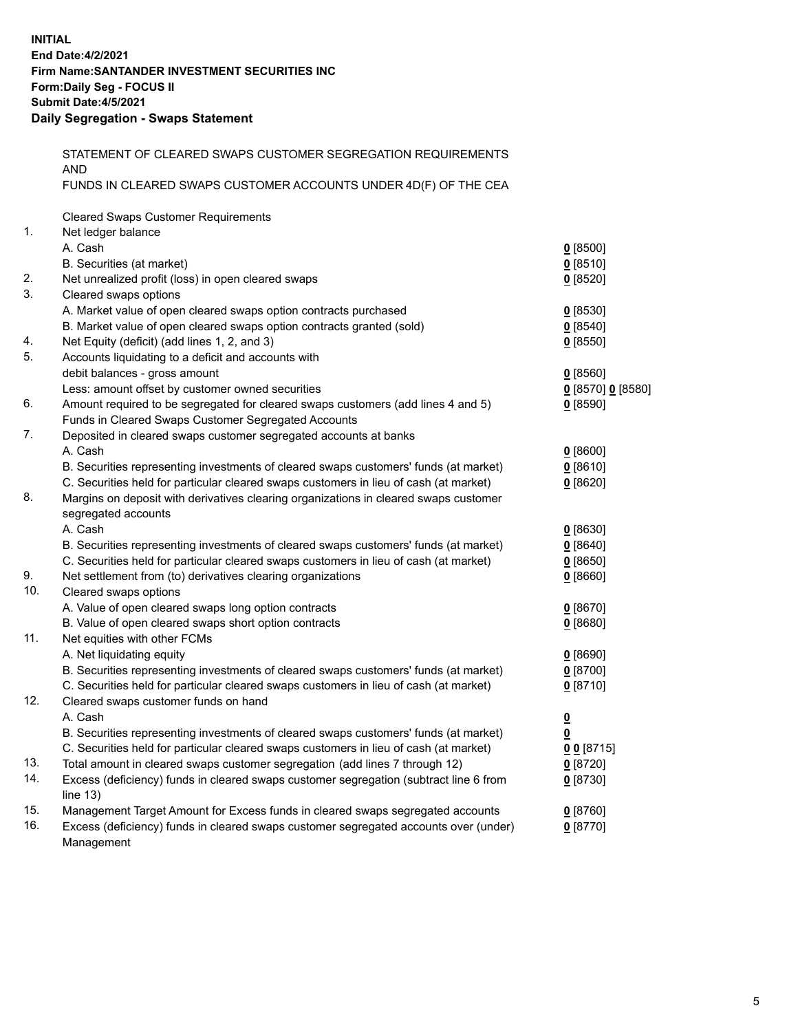**INITIAL**
**End Date:4/2/2021**
**Firm Name:SANTANDER INVESTMENT SECURITIES INC**
**Form:Daily Seg - FOCUS II**
**Submit Date:4/5/2021**
**Daily Segregation - Swaps Statement**

STATEMENT OF CLEARED SWAPS CUSTOMER SEGREGATION REQUIREMENTS AND FUNDS IN CLEARED SWAPS CUSTOMER ACCOUNTS UNDER 4D(F) OF THE CEA

| | | |
|---|---|---|
| | Cleared Swaps Customer Requirements | |
| 1. | Net ledger balance | |
| | A. Cash | 0 [8500] |
| | B. Securities (at market) | 0 [8510] |
| 2. | Net unrealized profit (loss) in open cleared swaps | 0 [8520] |
| 3. | Cleared swaps options | |
| | A. Market value of open cleared swaps option contracts purchased | 0 [8530] |
| | B. Market value of open cleared swaps option contracts granted (sold) | 0 [8540] |
| 4. | Net Equity (deficit) (add lines 1, 2, and 3) | 0 [8550] |
| 5. | Accounts liquidating to a deficit and accounts with debit balances - gross amount | 0 [8560] |
| | Less: amount offset by customer owned securities | 0 [8570] 0 [8580] |
| 6. | Amount required to be segregated for cleared swaps customers (add lines 4 and 5) | 0 [8590] |
| | Funds in Cleared Swaps Customer Segregated Accounts | |
| 7. | Deposited in cleared swaps customer segregated accounts at banks | |
| | A. Cash | 0 [8600] |
| | B. Securities representing investments of cleared swaps customers' funds (at market) | 0 [8610] |
| | C. Securities held for particular cleared swaps customers in lieu of cash (at market) | 0 [8620] |
| 8. | Margins on deposit with derivatives clearing organizations in cleared swaps customer segregated accounts | |
| | A. Cash | 0 [8630] |
| | B. Securities representing investments of cleared swaps customers' funds (at market) | 0 [8640] |
| | C. Securities held for particular cleared swaps customers in lieu of cash (at market) | 0 [8650] |
| 9. | Net settlement from (to) derivatives clearing organizations | 0 [8660] |
| 10. | Cleared swaps options | |
| | A. Value of open cleared swaps long option contracts | 0 [8670] |
| | B. Value of open cleared swaps short option contracts | 0 [8680] |
| 11. | Net equities with other FCMs | |
| | A. Net liquidating equity | 0 [8690] |
| | B. Securities representing investments of cleared swaps customers' funds (at market) | 0 [8700] |
| | C. Securities held for particular cleared swaps customers in lieu of cash (at market) | 0 [8710] |
| 12. | Cleared swaps customer funds on hand | |
| | A. Cash | 0 |
| | B. Securities representing investments of cleared swaps customers' funds (at market) | 0 |
| | C. Securities held for particular cleared swaps customers in lieu of cash (at market) | 0 0 [8715] |
| 13. | Total amount in cleared swaps customer segregation (add lines 7 through 12) | 0 [8720] |
| 14. | Excess (deficiency) funds in cleared swaps customer segregation (subtract line 6 from line 13) | 0 [8730] |
| 15. | Management Target Amount for Excess funds in cleared swaps segregated accounts | 0 [8760] |
| 16. | Excess (deficiency) funds in cleared swaps customer segregated accounts over (under) Management | 0 [8770] |